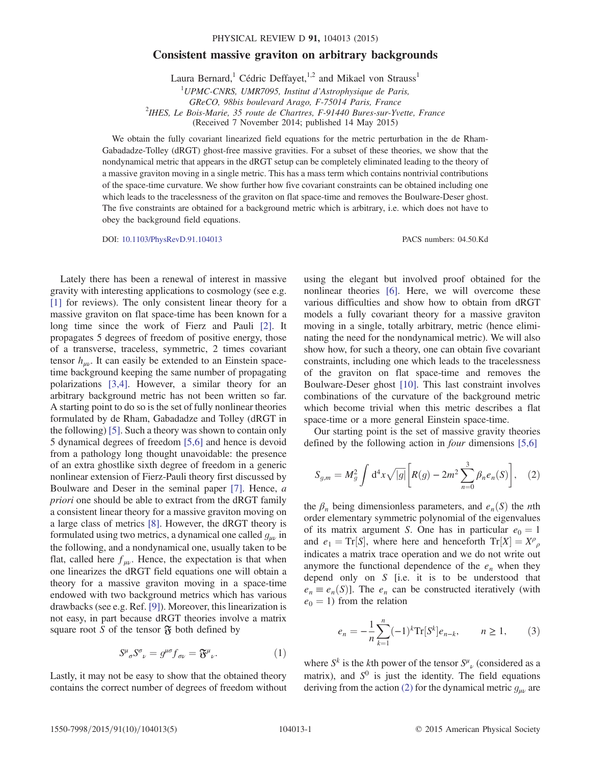# Consistent massive graviton on arbitrary backgrounds

Laura Bernard,[1] Cédric Deffayet,[1,2] and Mikael von Strauss[1]

[1]UPMC-CNRS, UMR7095, Institut d'Astrophysique de Paris, GReCO, 98bis boulevard Arago, F-75014 Paris, France

[2]IHES, Le Bois-Marie, 35 route de Chartres, F-91440 Bures-sur-Yvette, France

(Received 7 November 2014; published 14 May 2015)

We obtain the fully covariant linearized field equations for the metric perturbation in the de Rham-Gabadadze-Tolley (dRGT) ghost-free massive gravities. For a subset of these theories, we show that the nondynamical metric that appears in the dRGT setup can be completely eliminated leading to the theory of a massive graviton moving in a single metric. This has a mass term which contains nontrivial contributions of the space-time curvature. We show further how five covariant constraints can be obtained including one which leads to the tracelessness of the graviton on flat space-time and removes the Boulware-Deser ghost. The five constraints are obtained for a background metric which is arbitrary, i.e. which does not have to obey the background field equations.

DOI: 10.1103/PhysRevD.91.104013 PACS numbers: 04.50.Kd

Lately there has been a renewal of interest in massive gravity with interesting applications to cosmology (see e.g. [1] for reviews). The only consistent linear theory for a massive graviton on flat space-time has been known for a long time since the work of Fierz and Pauli [2]. It propagates 5 degrees of freedom of positive energy, those of a transverse, traceless, symmetric, 2 times covariant tensor $h_{\mu\nu}$. It can easily be extended to an Einstein space-time background keeping the same number of propagating polarizations [3,4]. However, a similar theory for an arbitrary background metric has not been written so far. A starting point to do so is the set of fully nonlinear theories formulated by de Rham, Gabadadze and Tolley (dRGT in the following) [5]. Such a theory was shown to contain only 5 dynamical degrees of freedom [5,6] and hence is devoid from a pathology long thought unavoidable: the presence of an extra ghostlike sixth degree of freedom in a generic nonlinear extension of Fierz-Pauli theory first discussed by Boulware and Deser in the seminal paper [7]. Hence, *a priori* one should be able to extract from the dRGT family a consistent linear theory for a massive graviton moving on a large class of metrics [8]. However, the dRGT theory is formulated using two metrics, a dynamical one called $g_{\mu\nu}$ in the following, and a nondynamical one, usually taken to be flat, called here $f_{\mu\nu}$. Hence, the expectation is that when one linearizes the dRGT field equations one will obtain a theory for a massive graviton moving in a space-time endowed with two background metrics which has various drawbacks (see e.g. Ref. [9]). Moreover, this linearization is not easy, in part because dRGT theories involve a matrix square root $S$ of the tensor $\mathfrak{F}$ both defined by

$$S^{\mu}{}_{\sigma} S^{\sigma}{}_{\nu} = g^{\mu\sigma} f_{\sigma\nu} = \mathfrak{F}^{\mu}{}_{\nu}. \tag{1}$$

Lastly, it may not be easy to show that the obtained theory contains the correct number of degrees of freedom without using the elegant but involved proof obtained for the nonlinear theories [6]. Here, we will overcome these various difficulties and show how to obtain from dRGT models a fully covariant theory for a massive graviton moving in a single, totally arbitrary, metric (hence eliminating the need for the nondynamical metric). We will also show how, for such a theory, one can obtain five covariant constraints, including one which leads to the tracelessness of the graviton on flat space-time and removes the Boulware-Deser ghost [10]. This last constraint involves combinations of the curvature of the background metric which become trivial when this metric describes a flat space-time or a more general Einstein space-time.

Our starting point is the set of massive gravity theories defined by the following action in *four* dimensions [5,6]

$$S_{g,m} = M_g^2 \int \mathrm{d}^4x \sqrt{|g|} \left[ R(g) - 2m^2 \sum_{n=0}^{3} \beta_n e_n(S) \right], \tag{2}$$

the $\beta_n$ being dimensionless parameters, and $e_n(S)$ the $n$th order elementary symmetric polynomial of the eigenvalues of its matrix argument $S$. One has in particular $e_0 = 1$ and $e_1 = \mathrm{Tr}[S]$, where here and henceforth $\mathrm{Tr}[X] = X^{\rho}{}_{\rho}$ indicates a matrix trace operation and we do not write out anymore the functional dependence of the $e_n$ when they depend only on $S$ [i.e. it is to be understood that $e_n \equiv e_n(S)$]. The $e_n$ can be constructed iteratively (with $e_0 = 1$) from the relation

$$e_n = -\frac{1}{n} \sum_{k=1}^{n} (-1)^k \mathrm{Tr}[S^k] e_{n-k}, \qquad n \geq 1, \tag{3}$$

where $S^k$ is the $k$th power of the tensor $S^{\mu}{}_{\nu}$ (considered as a matrix), and $S^0$ is just the identity. The field equations deriving from the action (2) for the dynamical metric $g_{\mu\nu}$ are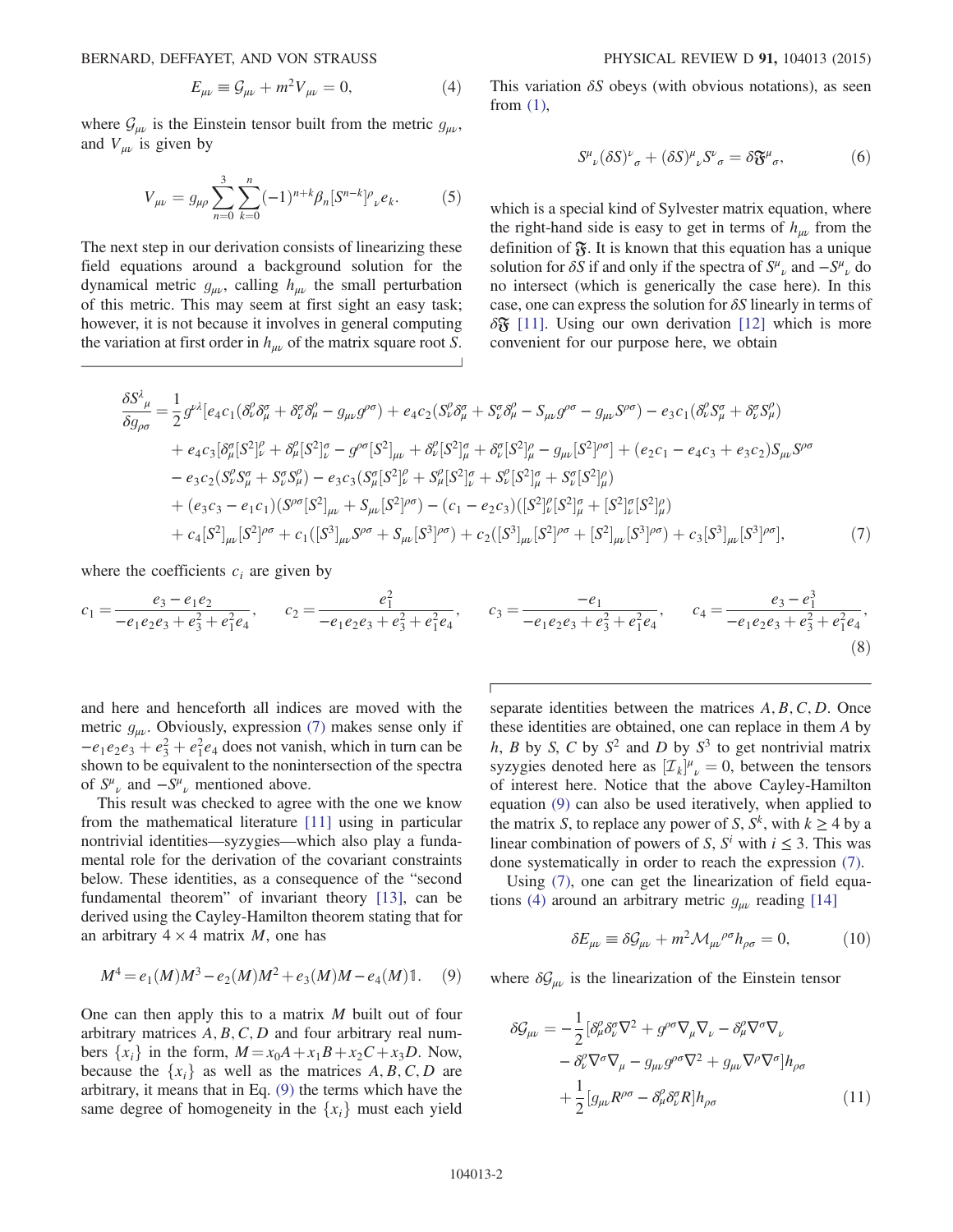$$E_{\mu\nu} \equiv \mathcal{G}_{\mu\nu} + m^2 V_{\mu\nu} = 0, \tag{4}$$

where $\mathcal{G}_{\mu\nu}$ is the Einstein tensor built from the metric $g_{\mu\nu}$, and $V_{\mu\nu}$ is given by

$$V_{\mu\nu} = g_{\mu\rho} \sum_{n=0}^{3} \sum_{k=0}^{n} (-1)^{n+k} \beta_n [S^{n-k}]^{\rho}{}_{\nu} e_k. \tag{5}$$

The next step in our derivation consists of linearizing these field equations around a background solution for the dynamical metric $g_{\mu\nu}$, calling $h_{\mu\nu}$ the small perturbation of this metric. This may seem at first sight an easy task; however, it is not because it involves in general computing the variation at first order in $h_{\mu\nu}$ of the matrix square root $S$. This variation $\delta S$ obeys (with obvious notations), as seen from (1),

$$S^{\mu}{}_{\nu} (\delta S)^{\nu}{}_{\sigma} + (\delta S)^{\mu}{}_{\nu} S^{\nu}{}_{\sigma} = \delta \mathfrak{F}^{\mu}{}_{\sigma}, \tag{6}$$

which is a special kind of Sylvester matrix equation, where the right-hand side is easy to get in terms of $h_{\mu\nu}$ from the definition of $\mathfrak{F}$. It is known that this equation has a unique solution for $\delta S$ if and only if the spectra of $S^{\mu}{}_{\nu}$ and $-S^{\mu}{}_{\nu}$ do no intersect (which is generically the case here). In this case, one can express the solution for $\delta S$ linearly in terms of $\delta\mathfrak{F}$ [11]. Using our own derivation [12] which is more convenient for our purpose here, we obtain

$$\begin{aligned}
\frac{\delta S^{\lambda}{}_{\mu}}{\delta g_{\rho\sigma}} = \frac{1}{2} g^{\nu\lambda} [ & e_4 c_1 (\delta^{\rho}_{\nu}\delta^{\sigma}_{\mu} + \delta^{\sigma}_{\nu}\delta^{\rho}_{\mu} - g_{\mu\nu} g^{\rho\sigma}) + e_4 c_2 (S^{\rho}_{\nu}\delta^{\sigma}_{\mu} + S^{\sigma}_{\nu}\delta^{\rho}_{\mu} - S_{\mu\nu} g^{\rho\sigma} - g_{\mu\nu} S^{\rho\sigma}) - e_3 c_1 (\delta^{\rho}_{\nu} S^{\sigma}_{\mu} + \delta^{\sigma}_{\nu} S^{\rho}_{\mu}) \\
& + e_4 c_3 [\delta^{\sigma}_{\mu} [S^2]^{\rho}_{\nu} + \delta^{\rho}_{\mu} [S^2]^{\sigma}_{\nu} - g^{\rho\sigma} [S^2]_{\mu\nu} + \delta^{\rho}_{\nu} [S^2]^{\sigma}_{\mu} + \delta^{\sigma}_{\nu} [S^2]^{\rho}_{\mu} - g_{\mu\nu} [S^2]^{\rho\sigma}] + (e_2 c_1 - e_4 c_3 + e_3 c_2) S_{\mu\nu} S^{\rho\sigma} \\
& - e_3 c_2 (S^{\rho}_{\nu} S^{\sigma}_{\mu} + S^{\sigma}_{\nu} S^{\rho}_{\mu}) - e_3 c_3 (S^{\sigma}_{\mu} [S^2]^{\rho}_{\nu} + S^{\rho}_{\mu} [S^2]^{\sigma}_{\nu} + S^{\rho}_{\nu} [S^2]^{\sigma}_{\mu} + S^{\sigma}_{\nu} [S^2]^{\rho}_{\mu}) \\
& + (e_3 c_3 - e_1 c_1)(S^{\rho\sigma} [S^2]_{\mu\nu} + S_{\mu\nu} [S^2]^{\rho\sigma}) - (c_1 - e_2 c_3)([S^2]^{\rho}_{\nu} [S^2]^{\sigma}_{\mu} + [S^2]^{\sigma}_{\nu} [S^2]^{\rho}_{\mu}) \\
& + c_4 [S^2]_{\mu\nu} [S^2]^{\rho\sigma} + c_1 ([S^3]_{\mu\nu} S^{\rho\sigma} + S_{\mu\nu} [S^3]^{\rho\sigma}) + c_2 ([S^3]_{\mu\nu} [S^2]^{\rho\sigma} + [S^2]_{\mu\nu} [S^3]^{\rho\sigma}) + c_3 [S^3]_{\mu\nu} [S^3]^{\rho\sigma}],
\end{aligned} \tag{7}$$

where the coefficients $c_i$ are given by

$$c_1 = \frac{e_3 - e_1 e_2}{-e_1 e_2 e_3 + e_3^2 + e_1^2 e_4}, \qquad c_2 = \frac{e_1^2}{-e_1 e_2 e_3 + e_3^2 + e_1^2 e_4}, \qquad c_3 = \frac{-e_1}{-e_1 e_2 e_3 + e_3^2 + e_1^2 e_4}, \qquad c_4 = \frac{e_3 - e_1^3}{-e_1 e_2 e_3 + e_3^2 + e_1^2 e_4}, \tag{8}$$

and here and henceforth all indices are moved with the metric $g_{\mu\nu}$. Obviously, expression (7) makes sense only if $-e_1 e_2 e_3 + e_3^2 + e_1^2 e_4$ does not vanish, which in turn can be shown to be equivalent to the nonintersection of the spectra of $S^{\mu}{}_{\nu}$ and $-S^{\mu}{}_{\nu}$ mentioned above.

This result was checked to agree with the one we know from the mathematical literature [11] using in particular nontrivial identities—syzygies—which also play a fundamental role for the derivation of the covariant constraints below. These identities, as a consequence of the "second fundamental theorem" of invariant theory [13], can be derived using the Cayley-Hamilton theorem stating that for an arbitrary $4 \times 4$ matrix $M$, one has

$$M^4 = e_1(M) M^3 - e_2(M) M^2 + e_3(M) M - e_4(M) \mathbb{1}. \tag{9}$$

One can then apply this to a matrix $M$ built out of four arbitrary matrices $A, B, C, D$ and four arbitrary real numbers $\{x_i\}$ in the form, $M = x_0 A + x_1 B + x_2 C + x_3 D$. Now, because the $\{x_i\}$ as well as the matrices $A, B, C, D$ are arbitrary, it means that in Eq. (9) the terms which have the same degree of homogeneity in the $\{x_i\}$ must each yield separate identities between the matrices $A, B, C, D$. Once these identities are obtained, one can replace in them $A$ by $h$, $B$ by $S$, $C$ by $S^2$ and $D$ by $S^3$ to get nontrivial matrix syzygies denoted here as $[\mathcal{I}_k]^{\mu}{}_{\nu} = 0$, between the tensors of interest here. Notice that the above Cayley-Hamilton equation (9) can also be used iteratively, when applied to the matrix $S$, to replace any power of $S$, $S^k$, with $k \geq 4$ by a linear combination of powers of $S$, $S^i$ with $i \leq 3$. This was done systematically in order to reach the expression (7).

Using (7), one can get the linearization of field equations (4) around an arbitrary metric $g_{\mu\nu}$ reading [14]

$$\delta E_{\mu\nu} \equiv \delta \mathcal{G}_{\mu\nu} + m^2 \mathcal{M}_{\mu\nu}{}^{\rho\sigma} h_{\rho\sigma} = 0, \tag{10}$$

where $\delta \mathcal{G}_{\mu\nu}$ is the linearization of the Einstein tensor

$$\begin{aligned}
\delta \mathcal{G}_{\mu\nu} = & -\frac{1}{2} [\delta^{\rho}_{\mu} \delta^{\sigma}_{\nu} \nabla^2 + g^{\rho\sigma} \nabla_{\mu} \nabla_{\nu} - \delta^{\rho}_{\mu} \nabla^{\sigma} \nabla_{\nu} \\
& - \delta^{\rho}_{\nu} \nabla^{\sigma} \nabla_{\mu} - g_{\mu\nu} g^{\rho\sigma} \nabla^2 + g_{\mu\nu} \nabla^{\rho} \nabla^{\sigma}] h_{\rho\sigma} \\
& + \frac{1}{2} [g_{\mu\nu} R^{\rho\sigma} - \delta^{\rho}_{\mu} \delta^{\sigma}_{\nu} R] h_{\rho\sigma}
\end{aligned} \tag{11}$$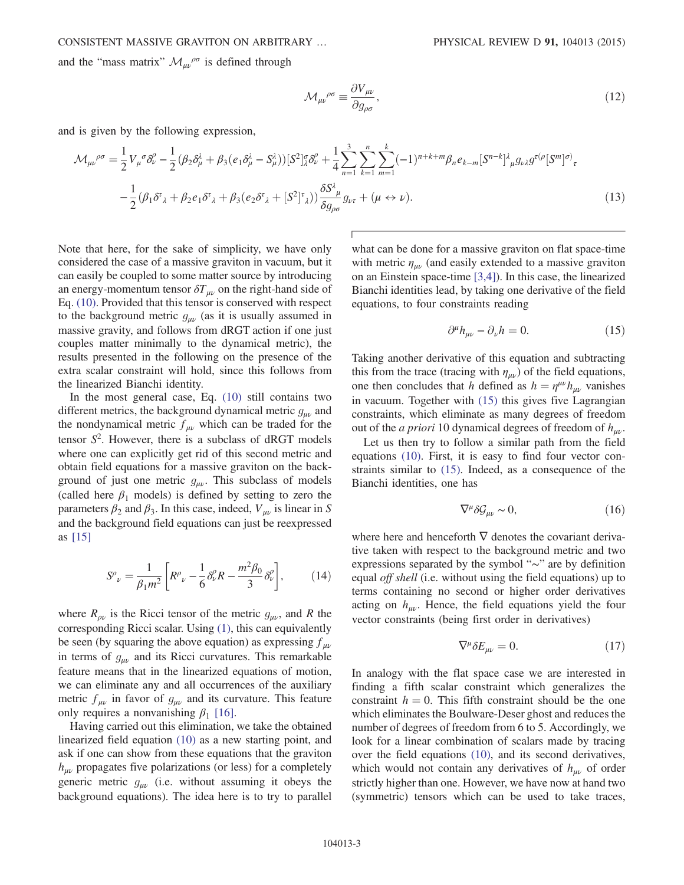and the "mass matrix" $\mathcal{M}_{\mu\nu}{}^{\rho\sigma}$ is defined through

$$\mathcal{M}_{\mu\nu}{}^{\rho\sigma} \equiv \frac{\partial V_{\mu\nu}}{\partial g_{\rho\sigma}}, \tag{12}$$

and is given by the following expression,

$$\mathcal{M}_{\mu\nu}{}^{\rho\sigma} = \frac{1}{2} V_{\mu}{}^{\sigma} \delta_{\nu}^{\rho} - \frac{1}{2}(\beta_2 \delta_{\mu}^{\lambda} + \beta_3(e_1 \delta_{\mu}^{\lambda} - S_{\mu}^{\lambda}))[S^2]_{\lambda}^{\sigma} \delta_{\nu}^{\rho} + \frac{1}{4} \sum_{n=1}^{3} \sum_{k=1}^{n} \sum_{m=1}^{k} (-1)^{n+k+m} \beta_n e_{k-m} [S^{n-k}]^{\lambda}{}_{\mu} g_{\nu\lambda} g^{\tau(\rho} [S^m]^{\sigma)}{}_{\tau}$$
$$- \frac{1}{2}(\beta_1 \delta^{\tau}{}_{\lambda} + \beta_2 e_1 \delta^{\tau}{}_{\lambda} + \beta_3(e_2 \delta^{\tau}{}_{\lambda} + [S^2]^{\tau}{}_{\lambda})) \frac{\delta S^{\lambda}{}_{\mu}}{\delta g_{\rho\sigma}} g_{\nu\tau} + (\mu \leftrightarrow \nu). \tag{13}$$

Note that here, for the sake of simplicity, we have only considered the case of a massive graviton in vacuum, but it can easily be coupled to some matter source by introducing an energy-momentum tensor $\delta T_{\mu\nu}$ on the right-hand side of Eq. (10). Provided that this tensor is conserved with respect to the background metric $g_{\mu\nu}$ (as it is usually assumed in massive gravity, and follows from dRGT action if one just couples matter minimally to the dynamical metric), the results presented in the following on the presence of the extra scalar constraint will hold, since this follows from the linearized Bianchi identity.

In the most general case, Eq. (10) still contains two different metrics, the background dynamical metric $g_{\mu\nu}$ and the nondynamical metric $f_{\mu\nu}$ which can be traded for the tensor $S^2$. However, there is a subclass of dRGT models where one can explicitly get rid of this second metric and obtain field equations for a massive graviton on the background of just one metric $g_{\mu\nu}$. This subclass of models (called here $\beta_1$ models) is defined by setting to zero the parameters $\beta_2$ and $\beta_3$. In this case, indeed, $V_{\mu\nu}$ is linear in $S$ and the background field equations can just be reexpressed as [15]

$$S^{\rho}{}_{\nu} = \frac{1}{\beta_1 m^2}\left[R^{\rho}{}_{\nu} - \frac{1}{6}\delta_{\nu}^{\rho} R - \frac{m^2 \beta_0}{3}\delta_{\nu}^{\rho}\right], \tag{14}$$

where $R_{\rho\nu}$ is the Ricci tensor of the metric $g_{\mu\nu}$, and $R$ the corresponding Ricci scalar. Using (1), this can equivalently be seen (by squaring the above equation) as expressing $f_{\mu\nu}$ in terms of $g_{\mu\nu}$ and its Ricci curvatures. This remarkable feature means that in the linearized equations of motion, we can eliminate any and all occurrences of the auxiliary metric $f_{\mu\nu}$ in favor of $g_{\mu\nu}$ and its curvature. This feature only requires a nonvanishing $\beta_1$ [16].

Having carried out this elimination, we take the obtained linearized field equation (10) as a new starting point, and ask if one can show from these equations that the graviton $h_{\mu\nu}$ propagates five polarizations (or less) for a completely generic metric $g_{\mu\nu}$ (i.e. without assuming it obeys the background equations). The idea here is to try to parallel what can be done for a massive graviton on flat space-time with metric $\eta_{\mu\nu}$ (and easily extended to a massive graviton on an Einstein space-time [3,4]). In this case, the linearized Bianchi identities lead, by taking one derivative of the field equations, to four constraints reading

$$\partial^{\mu} h_{\mu\nu} - \partial_{\nu} h = 0. \tag{15}$$

Taking another derivative of this equation and subtracting this from the trace (tracing with $\eta_{\mu\nu}$) of the field equations, one then concludes that $h$ defined as $h = \eta^{\mu\nu} h_{\mu\nu}$ vanishes in vacuum. Together with (15) this gives five Lagrangian constraints, which eliminate as many degrees of freedom out of the *a priori* 10 dynamical degrees of freedom of $h_{\mu\nu}$.

Let us then try to follow a similar path from the field equations (10). First, it is easy to find four vector constraints similar to (15). Indeed, as a consequence of the Bianchi identities, one has

$$\nabla^{\mu} \delta\mathcal{G}_{\mu\nu} \sim 0, \tag{16}$$

where here and henceforth $\nabla$ denotes the covariant derivative taken with respect to the background metric and two expressions separated by the symbol "$\sim$" are by definition equal *off shell* (i.e. without using the field equations) up to terms containing no second or higher order derivatives acting on $h_{\mu\nu}$. Hence, the field equations yield the four vector constraints (being first order in derivatives)

$$\nabla^{\mu} \delta E_{\mu\nu} = 0. \tag{17}$$

In analogy with the flat space case we are interested in finding a fifth scalar constraint which generalizes the constraint $h = 0$. This fifth constraint should be the one which eliminates the Boulware-Deser ghost and reduces the number of degrees of freedom from 6 to 5. Accordingly, we look for a linear combination of scalars made by tracing over the field equations (10), and its second derivatives, which would not contain any derivatives of $h_{\mu\nu}$ of order strictly higher than one. However, we have now at hand two (symmetric) tensors which can be used to take traces,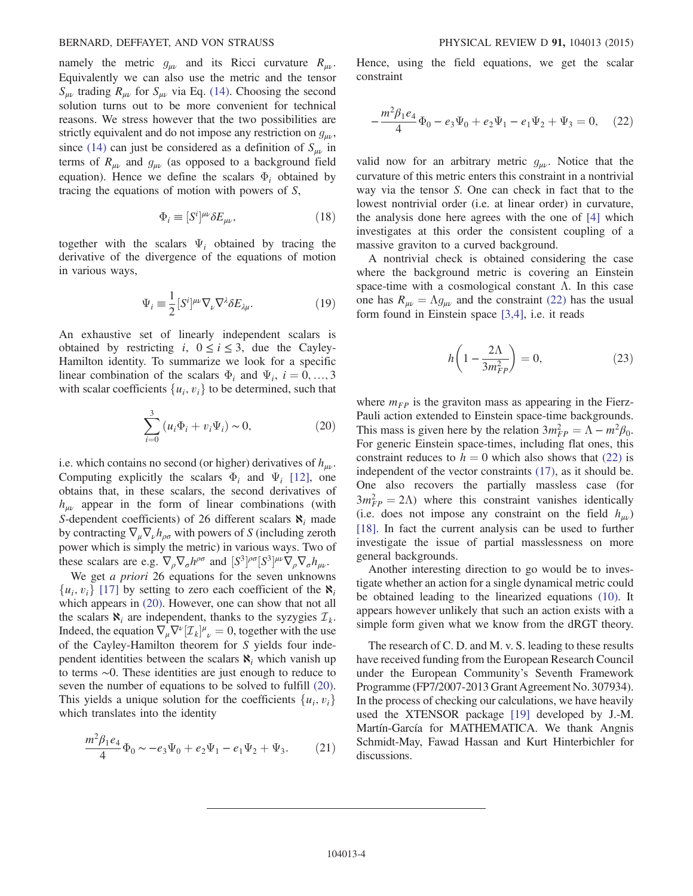namely the metric $g_{\mu\nu}$ and its Ricci curvature $R_{\mu\nu}$. Equivalently we can also use the metric and the tensor $S_{\mu\nu}$ trading $R_{\mu\nu}$ for $S_{\mu\nu}$ via Eq. (14). Choosing the second solution turns out to be more convenient for technical reasons. We stress however that the two possibilities are strictly equivalent and do not impose any restriction on $g_{\mu\nu}$, since (14) can just be considered as a definition of $S_{\mu\nu}$ in terms of $R_{\mu\nu}$ and $g_{\mu\nu}$ (as opposed to a background field equation). Hence we define the scalars $\Phi_i$ obtained by tracing the equations of motion with powers of $S$,

$$\Phi_i \equiv [S^i]^{\mu\nu}\delta E_{\mu\nu}, \tag{18}$$

together with the scalars $\Psi_i$ obtained by tracing the derivative of the divergence of the equations of motion in various ways,

$$\Psi_i \equiv \frac{1}{2}[S^i]^{\mu\nu}\nabla_\nu\nabla^\lambda \delta E_{\lambda\mu}. \tag{19}$$

An exhaustive set of linearly independent scalars is obtained by restricting $i$, $0 \le i \le 3$, due the Cayley-Hamilton identity. To summarize we look for a specific linear combination of the scalars $\Phi_i$ and $\Psi_i$, $i = 0, \ldots, 3$ with scalar coefficients $\{u_i, v_i\}$ to be determined, such that

$$\sum_{i=0}^{3}(u_i\Phi_i + v_i\Psi_i) \sim 0, \tag{20}$$

i.e. which contains no second (or higher) derivatives of $h_{\mu\nu}$. Computing explicitly the scalars $\Phi_i$ and $\Psi_i$ [12], one obtains that, in these scalars, the second derivatives of $h_{\mu\nu}$ appear in the form of linear combinations (with $S$-dependent coefficients) of 26 different scalars $\aleph_i$ made by contracting $\nabla_\mu\nabla_\nu h_{\rho\sigma}$ with powers of $S$ (including zeroth power which is simply the metric) in various ways. Two of these scalars are e.g. $\nabla_\rho\nabla_\sigma h^{\rho\sigma}$ and $[S^3]^{\rho\sigma}[S^3]^{\mu\nu}\nabla_\rho\nabla_\sigma h_{\mu\nu}$.

We get *a priori* 26 equations for the seven unknowns $\{u_i, v_i\}$ [17] by setting to zero each coefficient of the $\aleph_i$ which appears in (20). However, one can show that not all the scalars $\aleph_i$ are independent, thanks to the syzygies $\mathcal{I}_k$. Indeed, the equation $\nabla_\mu\nabla^\nu[\mathcal{I}_k]^\mu{}_\nu = 0$, together with the use of the Cayley-Hamilton theorem for $S$ yields four independent identities between the scalars $\aleph_i$ which vanish up to terms $\sim 0$. These identities are just enough to reduce to seven the number of equations to be solved to fulfill (20). This yields a unique solution for the coefficients $\{u_i, v_i\}$ which translates into the identity

$$\frac{m^2\beta_1 e_4}{4}\Phi_0 \sim -e_3\Psi_0 + e_2\Psi_1 - e_1\Psi_2 + \Psi_3. \tag{21}$$

Hence, using the field equations, we get the scalar constraint

$$-\frac{m^2\beta_1 e_4}{4}\Phi_0 - e_3\Psi_0 + e_2\Psi_1 - e_1\Psi_2 + \Psi_3 = 0, \tag{22}$$

valid now for an arbitrary metric $g_{\mu\nu}$. Notice that the curvature of this metric enters this constraint in a nontrivial way via the tensor $S$. One can check in fact that to the lowest nontrivial order (i.e. at linear order) in curvature, the analysis done here agrees with the one of [4] which investigates at this order the consistent coupling of a massive graviton to a curved background.

A nontrivial check is obtained considering the case where the background metric is covering an Einstein space-time with a cosmological constant $\Lambda$. In this case one has $R_{\mu\nu} = \Lambda g_{\mu\nu}$ and the constraint (22) has the usual form found in Einstein space [3,4], i.e. it reads

$$h\left(1 - \frac{2\Lambda}{3m_{FP}^2}\right) = 0, \tag{23}$$

where $m_{FP}$ is the graviton mass as appearing in the Fierz-Pauli action extended to Einstein space-time backgrounds. This mass is given here by the relation $3m_{FP}^2 = \Lambda - m^2\beta_0$. For generic Einstein space-times, including flat ones, this constraint reduces to $h = 0$ which also shows that (22) is independent of the vector constraints (17), as it should be. One also recovers the partially massless case (for $3m_{FP}^2 = 2\Lambda$) where this constraint vanishes identically (i.e. does not impose any constraint on the field $h_{\mu\nu}$) [18]. In fact the current analysis can be used to further investigate the issue of partial masslessness on more general backgrounds.

Another interesting direction to go would be to investigate whether an action for a single dynamical metric could be obtained leading to the linearized equations (10). It appears however unlikely that such an action exists with a simple form given what we know from the dRGT theory.

The research of C. D. and M. v. S. leading to these results have received funding from the European Research Council under the European Community's Seventh Framework Programme (FP7/2007-2013 Grant Agreement No. 307934). In the process of checking our calculations, we have heavily used the XTENSOR package [19] developed by J.-M. Martín-García for MATHEMATICA. We thank Angnis Schmidt-May, Fawad Hassan and Kurt Hinterbichler for discussions.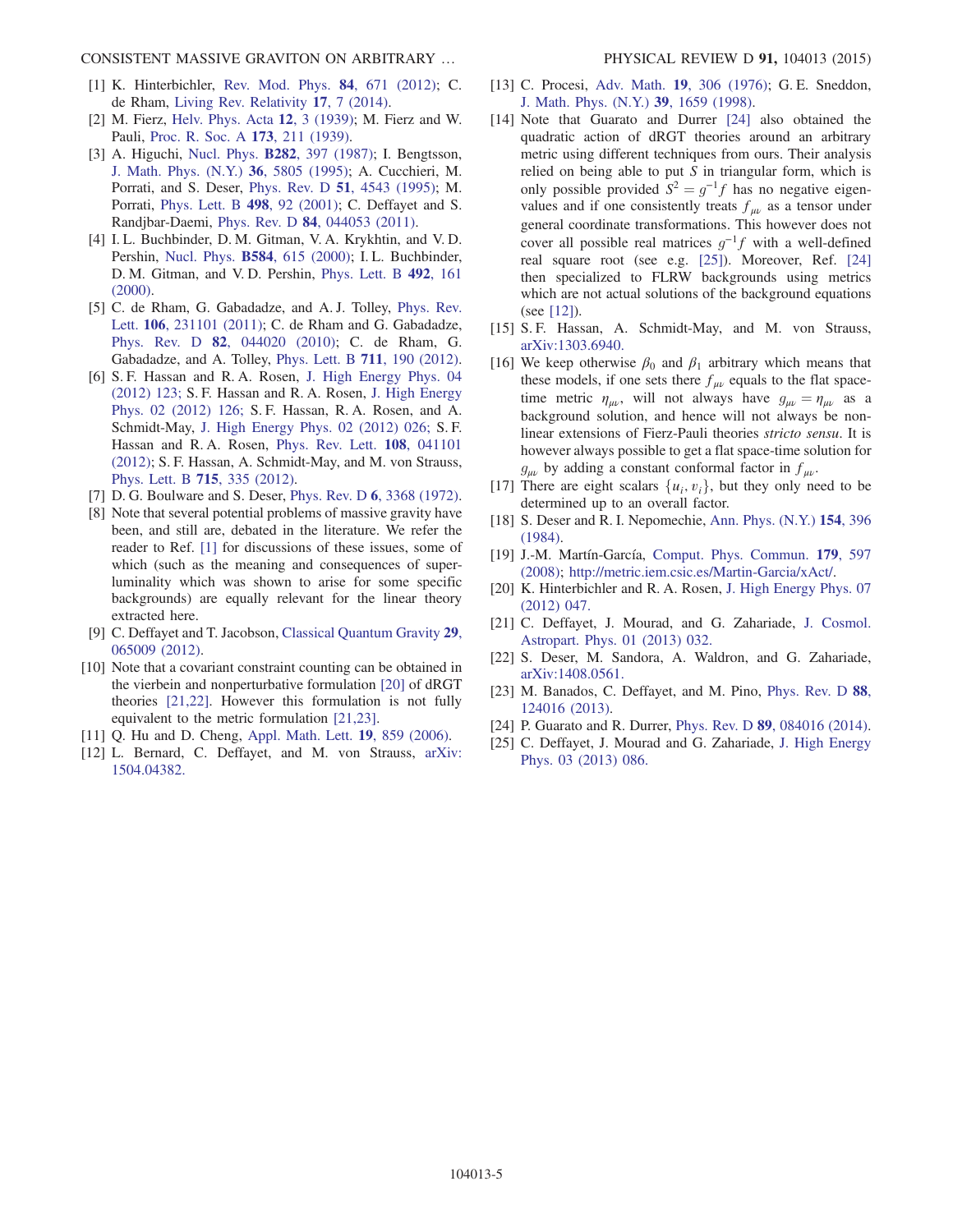[1] K. Hinterbichler, Rev. Mod. Phys. **84**, 671 (2012); C. de Rham, Living Rev. Relativity **17**, 7 (2014).

[2] M. Fierz, Helv. Phys. Acta **12**, 3 (1939); M. Fierz and W. Pauli, Proc. R. Soc. A **173**, 211 (1939).

[3] A. Higuchi, Nucl. Phys. **B282**, 397 (1987); I. Bengtsson, J. Math. Phys. (N.Y.) **36**, 5805 (1995); A. Cucchieri, M. Porrati, and S. Deser, Phys. Rev. D **51**, 4543 (1995); M. Porrati, Phys. Lett. B **498**, 92 (2001); C. Deffayet and S. Randjbar-Daemi, Phys. Rev. D **84**, 044053 (2011).

[4] I. L. Buchbinder, D. M. Gitman, V. A. Krykhtin, and V. D. Pershin, Nucl. Phys. **B584**, 615 (2000); I. L. Buchbinder, D. M. Gitman, and V. D. Pershin, Phys. Lett. B **492**, 161 (2000).

[5] C. de Rham, G. Gabadadze, and A. J. Tolley, Phys. Rev. Lett. **106**, 231101 (2011); C. de Rham and G. Gabadadze, Phys. Rev. D **82**, 044020 (2010); C. de Rham, G. Gabadadze, and A. Tolley, Phys. Lett. B **711**, 190 (2012).

[6] S. F. Hassan and R. A. Rosen, J. High Energy Phys. 04 (2012) 123; S. F. Hassan and R. A. Rosen, J. High Energy Phys. 02 (2012) 126; S. F. Hassan, R. A. Rosen, and A. Schmidt-May, J. High Energy Phys. 02 (2012) 026; S. F. Hassan and R. A. Rosen, Phys. Rev. Lett. **108**, 041101 (2012); S. F. Hassan, A. Schmidt-May, and M. von Strauss, Phys. Lett. B **715**, 335 (2012).

[7] D. G. Boulware and S. Deser, Phys. Rev. D **6**, 3368 (1972).

[8] Note that several potential problems of massive gravity have been, and still are, debated in the literature. We refer the reader to Ref. [1] for discussions of these issues, some of which (such as the meaning and consequences of superluminality which was shown to arise for some specific backgrounds) are equally relevant for the linear theory extracted here.

[9] C. Deffayet and T. Jacobson, Classical Quantum Gravity **29**, 065009 (2012).

[10] Note that a covariant constraint counting can be obtained in the vierbein and nonperturbative formulation [20] of dRGT theories [21,22]. However this formulation is not fully equivalent to the metric formulation [21,23].

[11] Q. Hu and D. Cheng, Appl. Math. Lett. **19**, 859 (2006).

[12] L. Bernard, C. Deffayet, and M. von Strauss, arXiv:1504.04382.

[13] C. Procesi, Adv. Math. **19**, 306 (1976); G. E. Sneddon, J. Math. Phys. (N.Y.) **39**, 1659 (1998).

[14] Note that Guarato and Durrer [24] also obtained the quadratic action of dRGT theories around an arbitrary metric using different techniques from ours. Their analysis relied on being able to put $S$ in triangular form, which is only possible provided $S^2 = g^{-1}f$ has no negative eigenvalues and if one consistently treats $f_{\mu\nu}$ as a tensor under general coordinate transformations. This however does not cover all possible real matrices $g^{-1}f$ with a well-defined real square root (see e.g. [25]). Moreover, Ref. [24] then specialized to FLRW backgrounds using metrics which are not actual solutions of the background equations (see [12]).

[15] S. F. Hassan, A. Schmidt-May, and M. von Strauss, arXiv:1303.6940.

[16] We keep otherwise $\beta_0$ and $\beta_1$ arbitrary which means that these models, if one sets there $f_{\mu\nu}$ equals to the flat space-time metric $\eta_{\mu\nu}$, will not always have $g_{\mu\nu} = \eta_{\mu\nu}$ as a background solution, and hence will not always be non-linear extensions of Fierz-Pauli theories *stricto sensu*. It is however always possible to get a flat space-time solution for $g_{\mu\nu}$ by adding a constant conformal factor in $f_{\mu\nu}$.

[17] There are eight scalars $\{u_i, v_i\}$, but they only need to be determined up to an overall factor.

[18] S. Deser and R. I. Nepomechie, Ann. Phys. (N.Y.) **154**, 396 (1984).

[19] J.-M. Martín-García, Comput. Phys. Commun. **179**, 597 (2008); http://metric.iem.csic.es/Martin-Garcia/xAct/.

[20] K. Hinterbichler and R. A. Rosen, J. High Energy Phys. 07 (2012) 047.

[21] C. Deffayet, J. Mourad, and G. Zahariade, J. Cosmol. Astropart. Phys. 01 (2013) 032.

[22] S. Deser, M. Sandora, A. Waldron, and G. Zahariade, arXiv:1408.0561.

[23] M. Banados, C. Deffayet, and M. Pino, Phys. Rev. D **88**, 124016 (2013).

[24] P. Guarato and R. Durrer, Phys. Rev. D **89**, 084016 (2014).

[25] C. Deffayet, J. Mourad and G. Zahariade, J. High Energy Phys. 03 (2013) 086.